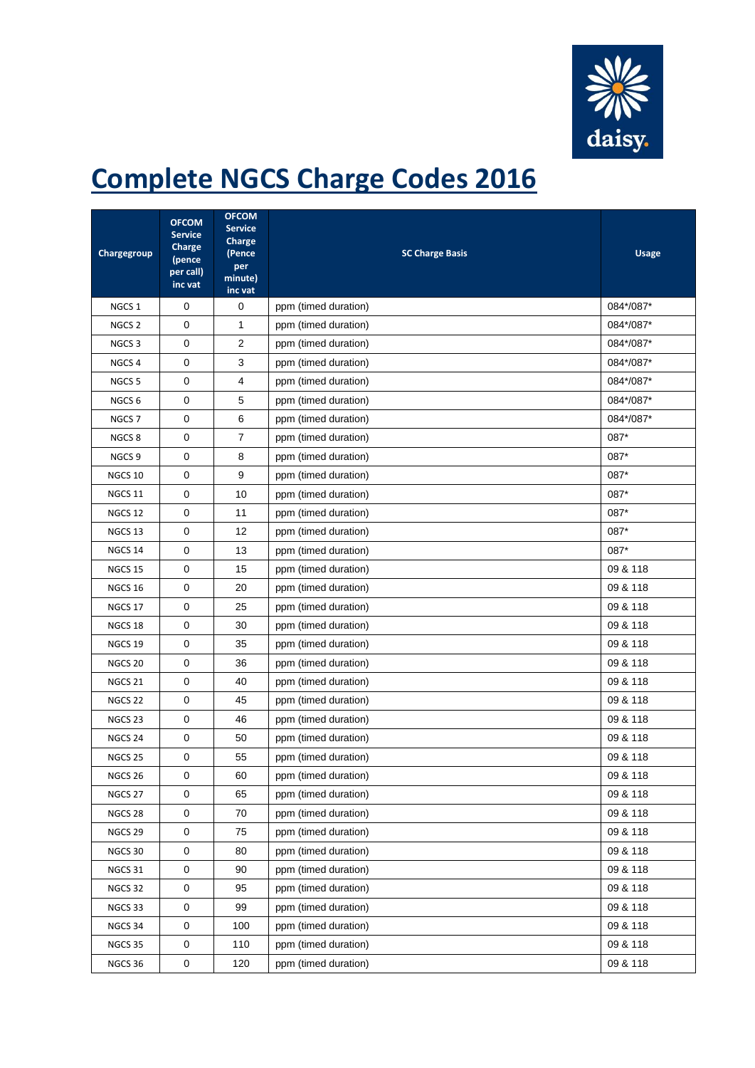# Complete NGCS Charge Codes 2016

| Chargegroup | OFCOM Service Charge (pence per call) inc vat | OFCOM Service Charge (Pence per minute) inc vat | SC Charge Basis | Usage |
|---|---|---|---|---|
| NGCS 1 | 0 | 0 | ppm (timed duration) | 084*/087* |
| NGCS 2 | 0 | 1 | ppm (timed duration) | 084*/087* |
| NGCS 3 | 0 | 2 | ppm (timed duration) | 084*/087* |
| NGCS 4 | 0 | 3 | ppm (timed duration) | 084*/087* |
| NGCS 5 | 0 | 4 | ppm (timed duration) | 084*/087* |
| NGCS 6 | 0 | 5 | ppm (timed duration) | 084*/087* |
| NGCS 7 | 0 | 6 | ppm (timed duration) | 084*/087* |
| NGCS 8 | 0 | 7 | ppm (timed duration) | 087* |
| NGCS 9 | 0 | 8 | ppm (timed duration) | 087* |
| NGCS 10 | 0 | 9 | ppm (timed duration) | 087* |
| NGCS 11 | 0 | 10 | ppm (timed duration) | 087* |
| NGCS 12 | 0 | 11 | ppm (timed duration) | 087* |
| NGCS 13 | 0 | 12 | ppm (timed duration) | 087* |
| NGCS 14 | 0 | 13 | ppm (timed duration) | 087* |
| NGCS 15 | 0 | 15 | ppm (timed duration) | 09 & 118 |
| NGCS 16 | 0 | 20 | ppm (timed duration) | 09 & 118 |
| NGCS 17 | 0 | 25 | ppm (timed duration) | 09 & 118 |
| NGCS 18 | 0 | 30 | ppm (timed duration) | 09 & 118 |
| NGCS 19 | 0 | 35 | ppm (timed duration) | 09 & 118 |
| NGCS 20 | 0 | 36 | ppm (timed duration) | 09 & 118 |
| NGCS 21 | 0 | 40 | ppm (timed duration) | 09 & 118 |
| NGCS 22 | 0 | 45 | ppm (timed duration) | 09 & 118 |
| NGCS 23 | 0 | 46 | ppm (timed duration) | 09 & 118 |
| NGCS 24 | 0 | 50 | ppm (timed duration) | 09 & 118 |
| NGCS 25 | 0 | 55 | ppm (timed duration) | 09 & 118 |
| NGCS 26 | 0 | 60 | ppm (timed duration) | 09 & 118 |
| NGCS 27 | 0 | 65 | ppm (timed duration) | 09 & 118 |
| NGCS 28 | 0 | 70 | ppm (timed duration) | 09 & 118 |
| NGCS 29 | 0 | 75 | ppm (timed duration) | 09 & 118 |
| NGCS 30 | 0 | 80 | ppm (timed duration) | 09 & 118 |
| NGCS 31 | 0 | 90 | ppm (timed duration) | 09 & 118 |
| NGCS 32 | 0 | 95 | ppm (timed duration) | 09 & 118 |
| NGCS 33 | 0 | 99 | ppm (timed duration) | 09 & 118 |
| NGCS 34 | 0 | 100 | ppm (timed duration) | 09 & 118 |
| NGCS 35 | 0 | 110 | ppm (timed duration) | 09 & 118 |
| NGCS 36 | 0 | 120 | ppm (timed duration) | 09 & 118 |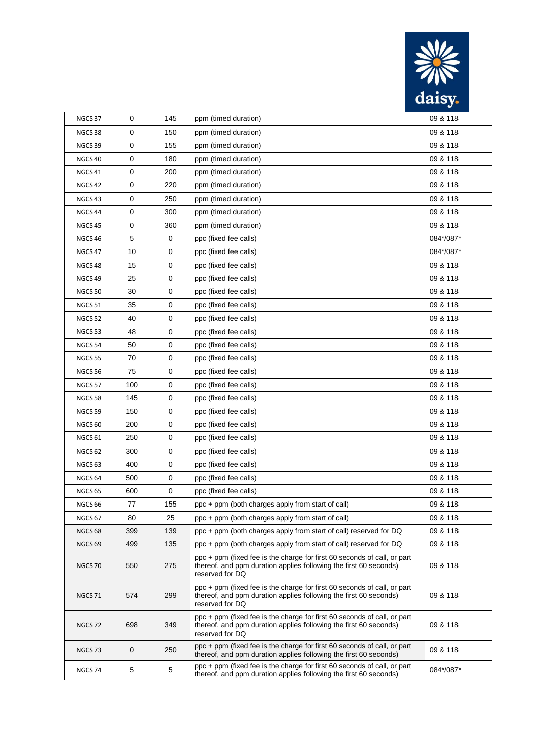| NGCS 37 | 0 | 145 | ppm (timed duration) | 09 & 118 |
|---|---|---|---|---|
| NGCS 38 | 0 | 150 | ppm (timed duration) | 09 & 118 |
| NGCS 39 | 0 | 155 | ppm (timed duration) | 09 & 118 |
| NGCS 40 | 0 | 180 | ppm (timed duration) | 09 & 118 |
| NGCS 41 | 0 | 200 | ppm (timed duration) | 09 & 118 |
| NGCS 42 | 0 | 220 | ppm (timed duration) | 09 & 118 |
| NGCS 43 | 0 | 250 | ppm (timed duration) | 09 & 118 |
| NGCS 44 | 0 | 300 | ppm (timed duration) | 09 & 118 |
| NGCS 45 | 0 | 360 | ppm (timed duration) | 09 & 118 |
| NGCS 46 | 5 | 0 | ppc (fixed fee calls) | 084*/087* |
| NGCS 47 | 10 | 0 | ppc (fixed fee calls) | 084*/087* |
| NGCS 48 | 15 | 0 | ppc (fixed fee calls) | 09 & 118 |
| NGCS 49 | 25 | 0 | ppc (fixed fee calls) | 09 & 118 |
| NGCS 50 | 30 | 0 | ppc (fixed fee calls) | 09 & 118 |
| NGCS 51 | 35 | 0 | ppc (fixed fee calls) | 09 & 118 |
| NGCS 52 | 40 | 0 | ppc (fixed fee calls) | 09 & 118 |
| NGCS 53 | 48 | 0 | ppc (fixed fee calls) | 09 & 118 |
| NGCS 54 | 50 | 0 | ppc (fixed fee calls) | 09 & 118 |
| NGCS 55 | 70 | 0 | ppc (fixed fee calls) | 09 & 118 |
| NGCS 56 | 75 | 0 | ppc (fixed fee calls) | 09 & 118 |
| NGCS 57 | 100 | 0 | ppc (fixed fee calls) | 09 & 118 |
| NGCS 58 | 145 | 0 | ppc (fixed fee calls) | 09 & 118 |
| NGCS 59 | 150 | 0 | ppc (fixed fee calls) | 09 & 118 |
| NGCS 60 | 200 | 0 | ppc (fixed fee calls) | 09 & 118 |
| NGCS 61 | 250 | 0 | ppc (fixed fee calls) | 09 & 118 |
| NGCS 62 | 300 | 0 | ppc (fixed fee calls) | 09 & 118 |
| NGCS 63 | 400 | 0 | ppc (fixed fee calls) | 09 & 118 |
| NGCS 64 | 500 | 0 | ppc (fixed fee calls) | 09 & 118 |
| NGCS 65 | 600 | 0 | ppc (fixed fee calls) | 09 & 118 |
| NGCS 66 | 77 | 155 | ppc + ppm (both charges apply from start of call) | 09 & 118 |
| NGCS 67 | 80 | 25 | ppc + ppm (both charges apply from start of call) | 09 & 118 |
| NGCS 68 | 399 | 139 | ppc + ppm (both charges apply from start of call) reserved for DQ | 09 & 118 |
| NGCS 69 | 499 | 135 | ppc + ppm (both charges apply from start of call) reserved for DQ | 09 & 118 |
| NGCS 70 | 550 | 275 | ppc + ppm (fixed fee is the charge for first 60 seconds of call, or part thereof, and ppm duration applies following the first 60 seconds) reserved for DQ | 09 & 118 |
| NGCS 71 | 574 | 299 | ppc + ppm (fixed fee is the charge for first 60 seconds of call, or part thereof, and ppm duration applies following the first 60 seconds) reserved for DQ | 09 & 118 |
| NGCS 72 | 698 | 349 | ppc + ppm (fixed fee is the charge for first 60 seconds of call, or part thereof, and ppm duration applies following the first 60 seconds) reserved for DQ | 09 & 118 |
| NGCS 73 | 0 | 250 | ppc + ppm (fixed fee is the charge for first 60 seconds of call, or part thereof, and ppm duration applies following the first 60 seconds) | 09 & 118 |
| NGCS 74 | 5 | 5 | ppc + ppm (fixed fee is the charge for first 60 seconds of call, or part thereof, and ppm duration applies following the first 60 seconds) | 084*/087* |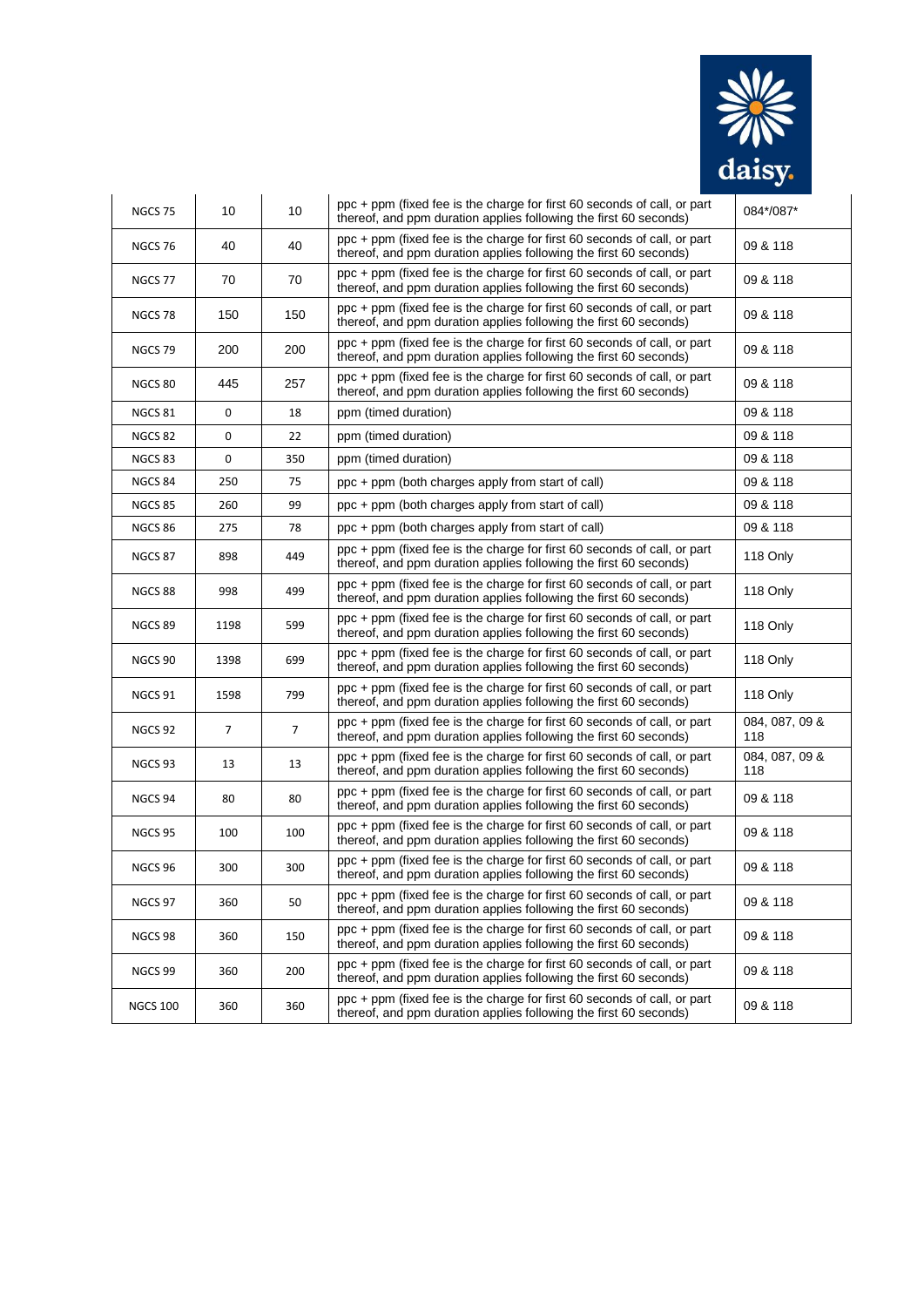| | | | | |
|---|---|---|---|---|
| NGCS 75 | 10 | 10 | ppc + ppm (fixed fee is the charge for first 60 seconds of call, or part thereof, and ppm duration applies following the first 60 seconds) | 084*/087* |
| NGCS 76 | 40 | 40 | ppc + ppm (fixed fee is the charge for first 60 seconds of call, or part thereof, and ppm duration applies following the first 60 seconds) | 09 & 118 |
| NGCS 77 | 70 | 70 | ppc + ppm (fixed fee is the charge for first 60 seconds of call, or part thereof, and ppm duration applies following the first 60 seconds) | 09 & 118 |
| NGCS 78 | 150 | 150 | ppc + ppm (fixed fee is the charge for first 60 seconds of call, or part thereof, and ppm duration applies following the first 60 seconds) | 09 & 118 |
| NGCS 79 | 200 | 200 | ppc + ppm (fixed fee is the charge for first 60 seconds of call, or part thereof, and ppm duration applies following the first 60 seconds) | 09 & 118 |
| NGCS 80 | 445 | 257 | ppc + ppm (fixed fee is the charge for first 60 seconds of call, or part thereof, and ppm duration applies following the first 60 seconds) | 09 & 118 |
| NGCS 81 | 0 | 18 | ppm (timed duration) | 09 & 118 |
| NGCS 82 | 0 | 22 | ppm (timed duration) | 09 & 118 |
| NGCS 83 | 0 | 350 | ppm (timed duration) | 09 & 118 |
| NGCS 84 | 250 | 75 | ppc + ppm (both charges apply from start of call) | 09 & 118 |
| NGCS 85 | 260 | 99 | ppc + ppm (both charges apply from start of call) | 09 & 118 |
| NGCS 86 | 275 | 78 | ppc + ppm (both charges apply from start of call) | 09 & 118 |
| NGCS 87 | 898 | 449 | ppc + ppm (fixed fee is the charge for first 60 seconds of call, or part thereof, and ppm duration applies following the first 60 seconds) | 118 Only |
| NGCS 88 | 998 | 499 | ppc + ppm (fixed fee is the charge for first 60 seconds of call, or part thereof, and ppm duration applies following the first 60 seconds) | 118 Only |
| NGCS 89 | 1198 | 599 | ppc + ppm (fixed fee is the charge for first 60 seconds of call, or part thereof, and ppm duration applies following the first 60 seconds) | 118 Only |
| NGCS 90 | 1398 | 699 | ppc + ppm (fixed fee is the charge for first 60 seconds of call, or part thereof, and ppm duration applies following the first 60 seconds) | 118 Only |
| NGCS 91 | 1598 | 799 | ppc + ppm (fixed fee is the charge for first 60 seconds of call, or part thereof, and ppm duration applies following the first 60 seconds) | 118 Only |
| NGCS 92 | 7 | 7 | ppc + ppm (fixed fee is the charge for first 60 seconds of call, or part thereof, and ppm duration applies following the first 60 seconds) | 084, 087, 09 & 118 |
| NGCS 93 | 13 | 13 | ppc + ppm (fixed fee is the charge for first 60 seconds of call, or part thereof, and ppm duration applies following the first 60 seconds) | 084, 087, 09 & 118 |
| NGCS 94 | 80 | 80 | ppc + ppm (fixed fee is the charge for first 60 seconds of call, or part thereof, and ppm duration applies following the first 60 seconds) | 09 & 118 |
| NGCS 95 | 100 | 100 | ppc + ppm (fixed fee is the charge for first 60 seconds of call, or part thereof, and ppm duration applies following the first 60 seconds) | 09 & 118 |
| NGCS 96 | 300 | 300 | ppc + ppm (fixed fee is the charge for first 60 seconds of call, or part thereof, and ppm duration applies following the first 60 seconds) | 09 & 118 |
| NGCS 97 | 360 | 50 | ppc + ppm (fixed fee is the charge for first 60 seconds of call, or part thereof, and ppm duration applies following the first 60 seconds) | 09 & 118 |
| NGCS 98 | 360 | 150 | ppc + ppm (fixed fee is the charge for first 60 seconds of call, or part thereof, and ppm duration applies following the first 60 seconds) | 09 & 118 |
| NGCS 99 | 360 | 200 | ppc + ppm (fixed fee is the charge for first 60 seconds of call, or part thereof, and ppm duration applies following the first 60 seconds) | 09 & 118 |
| NGCS 100 | 360 | 360 | ppc + ppm (fixed fee is the charge for first 60 seconds of call, or part thereof, and ppm duration applies following the first 60 seconds) | 09 & 118 |